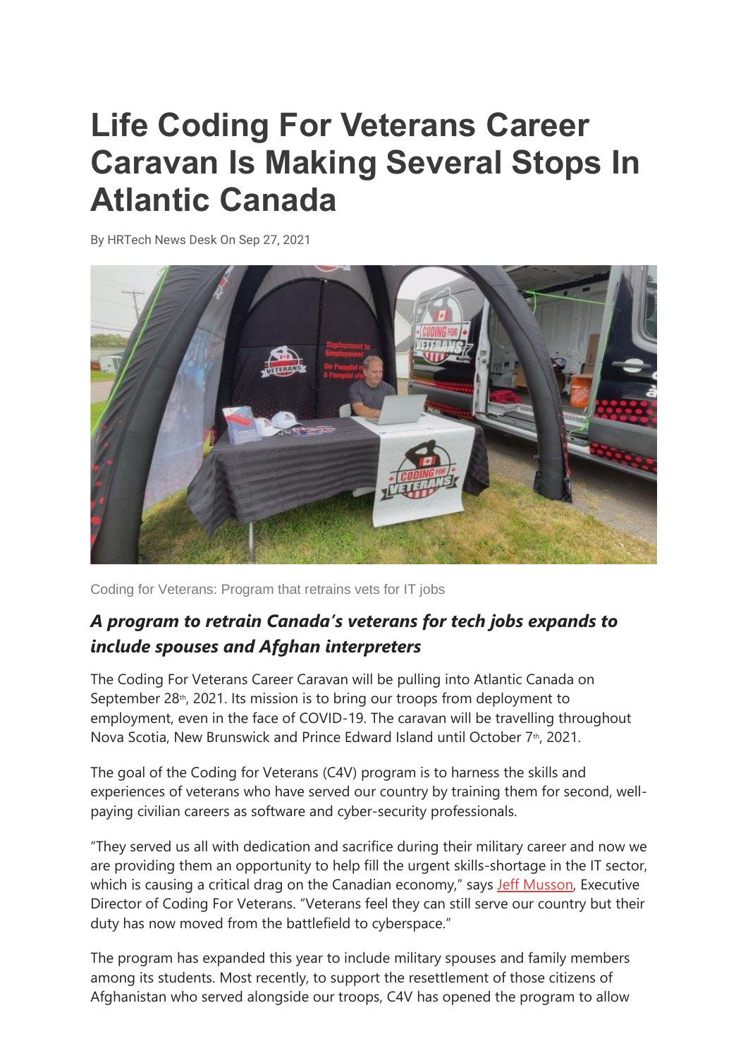# Life Coding For Veterans Career Caravan Is Making Several Stops In Atlantic Canada

By HRTech News Desk On Sep 27, 2021

Coding for Veterans: Program that retrains vets for IT jobs

## *A program to retrain Canada's veterans for tech jobs expands to include spouses and Afghan interpreters*

The Coding For Veterans Career Caravan will be pulling into Atlantic Canada on September 28th, 2021. Its mission is to bring our troops from deployment to employment, even in the face of COVID-19. The caravan will be travelling throughout Nova Scotia, New Brunswick and Prince Edward Island until October 7th, 2021.

The goal of the Coding for Veterans (C4V) program is to harness the skills and experiences of veterans who have served our country by training them for second, well-paying civilian careers as software and cyber-security professionals.

"They served us all with dedication and sacrifice during their military career and now we are providing them an opportunity to help fill the urgent skills-shortage in the IT sector, which is causing a critical drag on the Canadian economy," says Jeff Musson, Executive Director of Coding For Veterans. "Veterans feel they can still serve our country but their duty has now moved from the battlefield to cyberspace."

The program has expanded this year to include military spouses and family members among its students. Most recently, to support the resettlement of those citizens of Afghanistan who served alongside our troops, C4V has opened the program to allow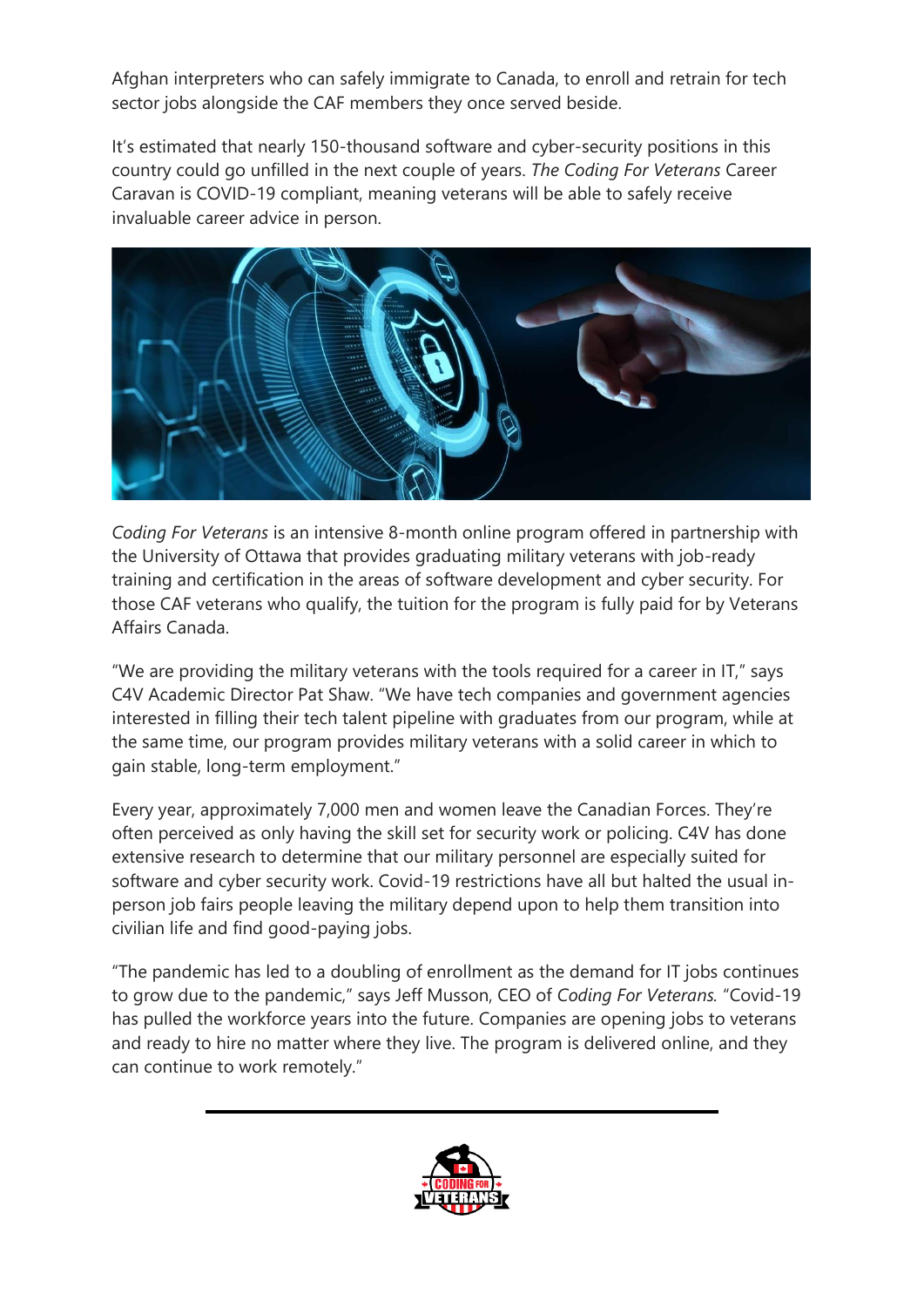Afghan interpreters who can safely immigrate to Canada, to enroll and retrain for tech sector jobs alongside the CAF members they once served beside.

It's estimated that nearly 150-thousand software and cyber-security positions in this country could go unfilled in the next couple of years. *The Coding For Veterans* Career Caravan is COVID-19 compliant, meaning veterans will be able to safely receive invaluable career advice in person.

*Coding For Veterans* is an intensive 8-month online program offered in partnership with the University of Ottawa that provides graduating military veterans with job-ready training and certification in the areas of software development and cyber security. For those CAF veterans who qualify, the tuition for the program is fully paid for by Veterans Affairs Canada.

"We are providing the military veterans with the tools required for a career in IT," says C4V Academic Director Pat Shaw. "We have tech companies and government agencies interested in filling their tech talent pipeline with graduates from our program, while at the same time, our program provides military veterans with a solid career in which to gain stable, long-term employment."

Every year, approximately 7,000 men and women leave the Canadian Forces. They're often perceived as only having the skill set for security work or policing. C4V has done extensive research to determine that our military personnel are especially suited for software and cyber security work. Covid-19 restrictions have all but halted the usual in-person job fairs people leaving the military depend upon to help them transition into civilian life and find good-paying jobs.

"The pandemic has led to a doubling of enrollment as the demand for IT jobs continues to grow due to the pandemic," says Jeff Musson, CEO of *Coding For Veterans.* "Covid-19 has pulled the workforce years into the future. Companies are opening jobs to veterans and ready to hire no matter where they live. The program is delivered online, and they can continue to work remotely."

---